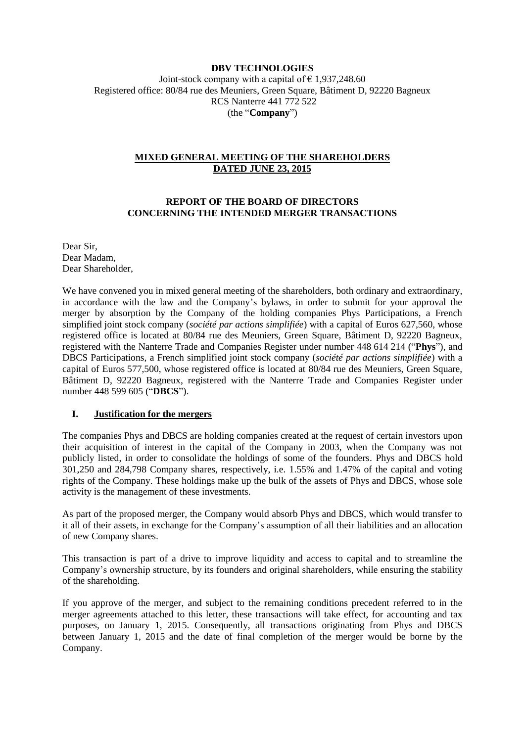**DBV TECHNOLOGIES**

Joint-stock company with a capital of € 1,937,248.60
Registered office: 80/84 rue des Meuniers, Green Square, Bâtiment D, 92220 Bagneux
RCS Nanterre 441 772 522
(the "**Company**")

# MIXED GENERAL MEETING OF THE SHAREHOLDERS DATED JUNE 23, 2015

## REPORT OF THE BOARD OF DIRECTORS CONCERNING THE INTENDED MERGER TRANSACTIONS

Dear Sir,
Dear Madam,
Dear Shareholder,

We have convened you in mixed general meeting of the shareholders, both ordinary and extraordinary, in accordance with the law and the Company's bylaws, in order to submit for your approval the merger by absorption by the Company of the holding companies Phys Participations, a French simplified joint stock company (*société par actions simplifiée*) with a capital of Euros 627,560, whose registered office is located at 80/84 rue des Meuniers, Green Square, Bâtiment D, 92220 Bagneux, registered with the Nanterre Trade and Companies Register under number 448 614 214 ("**Phys**"), and DBCS Participations, a French simplified joint stock company (*société par actions simplifiée*) with a capital of Euros 577,500, whose registered office is located at 80/84 rue des Meuniers, Green Square, Bâtiment D, 92220 Bagneux, registered with the Nanterre Trade and Companies Register under number 448 599 605 ("**DBCS**").

### I. Justification for the mergers

The companies Phys and DBCS are holding companies created at the request of certain investors upon their acquisition of interest in the capital of the Company in 2003, when the Company was not publicly listed, in order to consolidate the holdings of some of the founders. Phys and DBCS hold 301,250 and 284,798 Company shares, respectively, i.e. 1.55% and 1.47% of the capital and voting rights of the Company. These holdings make up the bulk of the assets of Phys and DBCS, whose sole activity is the management of these investments.

As part of the proposed merger, the Company would absorb Phys and DBCS, which would transfer to it all of their assets, in exchange for the Company's assumption of all their liabilities and an allocation of new Company shares.

This transaction is part of a drive to improve liquidity and access to capital and to streamline the Company's ownership structure, by its founders and original shareholders, while ensuring the stability of the shareholding.

If you approve of the merger, and subject to the remaining conditions precedent referred to in the merger agreements attached to this letter, these transactions will take effect, for accounting and tax purposes, on January 1, 2015. Consequently, all transactions originating from Phys and DBCS between January 1, 2015 and the date of final completion of the merger would be borne by the Company.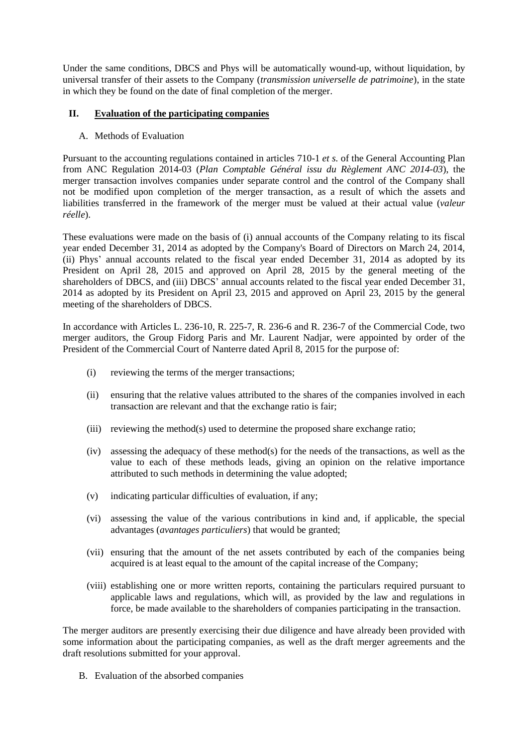Under the same conditions, DBCS and Phys will be automatically wound-up, without liquidation, by universal transfer of their assets to the Company (*transmission universelle de patrimoine*), in the state in which they be found on the date of final completion of the merger.

## II. Evaluation of the participating companies

### A. Methods of Evaluation

Pursuant to the accounting regulations contained in articles 710-1 *et s.* of the General Accounting Plan from ANC Regulation 2014-03 (*Plan Comptable Général issu du Règlement ANC 2014-03*), the merger transaction involves companies under separate control and the control of the Company shall not be modified upon completion of the merger transaction, as a result of which the assets and liabilities transferred in the framework of the merger must be valued at their actual value (*valeur réelle*).

These evaluations were made on the basis of (i) annual accounts of the Company relating to its fiscal year ended December 31, 2014 as adopted by the Company's Board of Directors on March 24, 2014, (ii) Phys' annual accounts related to the fiscal year ended December 31, 2014 as adopted by its President on April 28, 2015 and approved on April 28, 2015 by the general meeting of the shareholders of DBCS, and (iii) DBCS' annual accounts related to the fiscal year ended December 31, 2014 as adopted by its President on April 23, 2015 and approved on April 23, 2015 by the general meeting of the shareholders of DBCS.

In accordance with Articles L. 236-10, R. 225-7, R. 236-6 and R. 236-7 of the Commercial Code, two merger auditors, the Group Fidorg Paris and Mr. Laurent Nadjar, were appointed by order of the President of the Commercial Court of Nanterre dated April 8, 2015 for the purpose of:

(i) reviewing the terms of the merger transactions;

(ii) ensuring that the relative values attributed to the shares of the companies involved in each transaction are relevant and that the exchange ratio is fair;

(iii) reviewing the method(s) used to determine the proposed share exchange ratio;

(iv) assessing the adequacy of these method(s) for the needs of the transactions, as well as the value to each of these methods leads, giving an opinion on the relative importance attributed to such methods in determining the value adopted;

(v) indicating particular difficulties of evaluation, if any;

(vi) assessing the value of the various contributions in kind and, if applicable, the special advantages (*avantages particuliers*) that would be granted;

(vii) ensuring that the amount of the net assets contributed by each of the companies being acquired is at least equal to the amount of the capital increase of the Company;

(viii) establishing one or more written reports, containing the particulars required pursuant to applicable laws and regulations, which will, as provided by the law and regulations in force, be made available to the shareholders of companies participating in the transaction.

The merger auditors are presently exercising their due diligence and have already been provided with some information about the participating companies, as well as the draft merger agreements and the draft resolutions submitted for your approval.

### B. Evaluation of the absorbed companies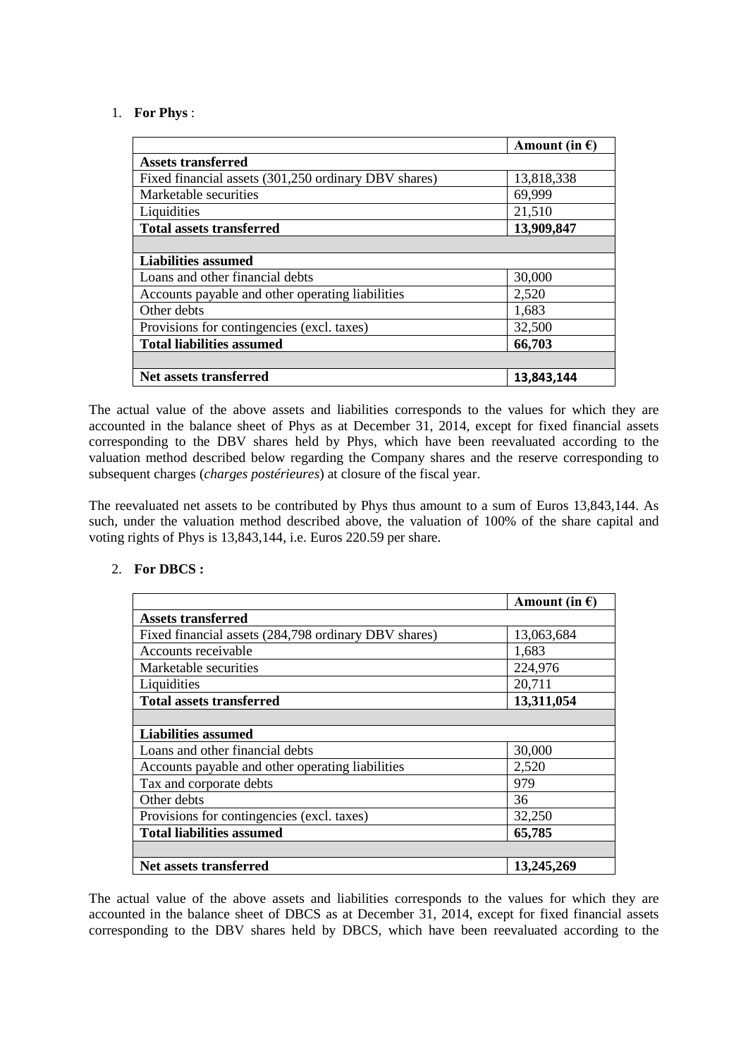1. **For Phys** :

| | **Amount (in €)** |
|---|---|
| **Assets transferred** | |
| Fixed financial assets (301,250 ordinary DBV shares) | 13,818,338 |
| Marketable securities | 69,999 |
| Liquidities | 21,510 |
| **Total assets transferred** | **13,909,847** |
| | |
| **Liabilities assumed** | |
| Loans and other financial debts | 30,000 |
| Accounts payable and other operating liabilities | 2,520 |
| Other debts | 1,683 |
| Provisions for contingencies (excl. taxes) | 32,500 |
| **Total liabilities assumed** | **66,703** |
| | |
| **Net assets transferred** | **13,843,144** |

The actual value of the above assets and liabilities corresponds to the values for which they are accounted in the balance sheet of Phys as at December 31, 2014, except for fixed financial assets corresponding to the DBV shares held by Phys, which have been reevaluated according to the valuation method described below regarding the Company shares and the reserve corresponding to subsequent charges (*charges postérieures*) at closure of the fiscal year.

The reevaluated net assets to be contributed by Phys thus amount to a sum of Euros 13,843,144. As such, under the valuation method described above, the valuation of 100% of the share capital and voting rights of Phys is 13,843,144, i.e. Euros 220.59 per share.

2. **For DBCS :**

| | **Amount (in €)** |
|---|---|
| **Assets transferred** | |
| Fixed financial assets (284,798 ordinary DBV shares) | 13,063,684 |
| Accounts receivable | 1,683 |
| Marketable securities | 224,976 |
| Liquidities | 20,711 |
| **Total assets transferred** | **13,311,054** |
| | |
| **Liabilities assumed** | |
| Loans and other financial debts | 30,000 |
| Accounts payable and other operating liabilities | 2,520 |
| Tax and corporate debts | 979 |
| Other debts | 36 |
| Provisions for contingencies (excl. taxes) | 32,250 |
| **Total liabilities assumed** | **65,785** |
| | |
| **Net assets transferred** | **13,245,269** |

The actual value of the above assets and liabilities corresponds to the values for which they are accounted in the balance sheet of DBCS as at December 31, 2014, except for fixed financial assets corresponding to the DBV shares held by DBCS, which have been reevaluated according to the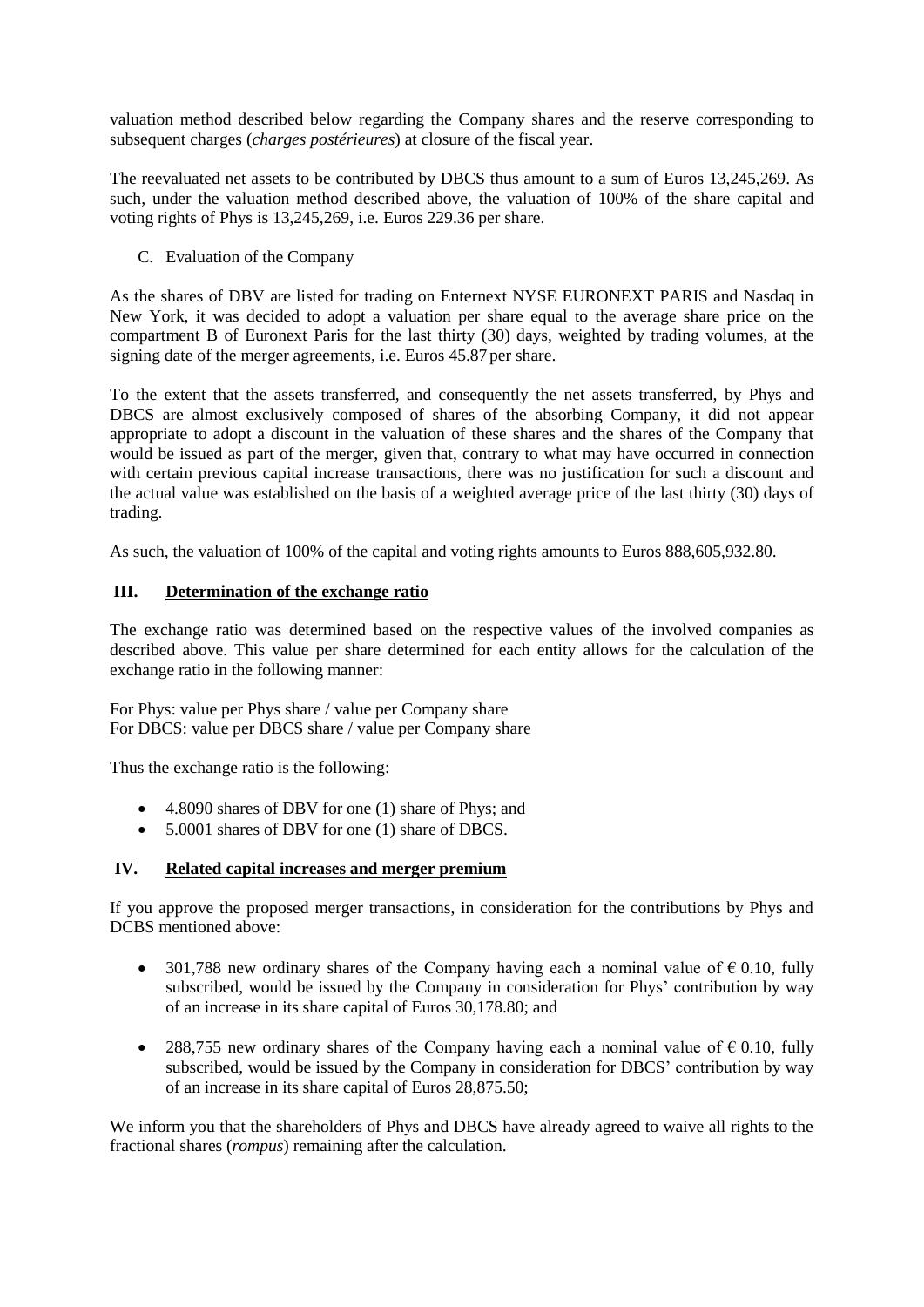valuation method described below regarding the Company shares and the reserve corresponding to subsequent charges (*charges postérieures*) at closure of the fiscal year.

The reevaluated net assets to be contributed by DBCS thus amount to a sum of Euros 13,245,269. As such, under the valuation method described above, the valuation of 100% of the share capital and voting rights of Phys is 13,245,269, i.e. Euros 229.36 per share.

C. Evaluation of the Company

As the shares of DBV are listed for trading on Enternext NYSE EURONEXT PARIS and Nasdaq in New York, it was decided to adopt a valuation per share equal to the average share price on the compartment B of Euronext Paris for the last thirty (30) days, weighted by trading volumes, at the signing date of the merger agreements, i.e. Euros 45.87 per share.

To the extent that the assets transferred, and consequently the net assets transferred, by Phys and DBCS are almost exclusively composed of shares of the absorbing Company, it did not appear appropriate to adopt a discount in the valuation of these shares and the shares of the Company that would be issued as part of the merger, given that, contrary to what may have occurred in connection with certain previous capital increase transactions, there was no justification for such a discount and the actual value was established on the basis of a weighted average price of the last thirty (30) days of trading.

As such, the valuation of 100% of the capital and voting rights amounts to Euros 888,605,932.80.

## III. Determination of the exchange ratio

The exchange ratio was determined based on the respective values of the involved companies as described above. This value per share determined for each entity allows for the calculation of the exchange ratio in the following manner:

For Phys: value per Phys share / value per Company share
For DBCS: value per DBCS share / value per Company share

Thus the exchange ratio is the following:

- 4.8090 shares of DBV for one (1) share of Phys; and
- 5.0001 shares of DBV for one (1) share of DBCS.

## IV. Related capital increases and merger premium

If you approve the proposed merger transactions, in consideration for the contributions by Phys and DCBS mentioned above:

- 301,788 new ordinary shares of the Company having each a nominal value of € 0.10, fully subscribed, would be issued by the Company in consideration for Phys' contribution by way of an increase in its share capital of Euros 30,178.80; and

- 288,755 new ordinary shares of the Company having each a nominal value of € 0.10, fully subscribed, would be issued by the Company in consideration for DBCS' contribution by way of an increase in its share capital of Euros 28,875.50;

We inform you that the shareholders of Phys and DBCS have already agreed to waive all rights to the fractional shares (*rompus*) remaining after the calculation.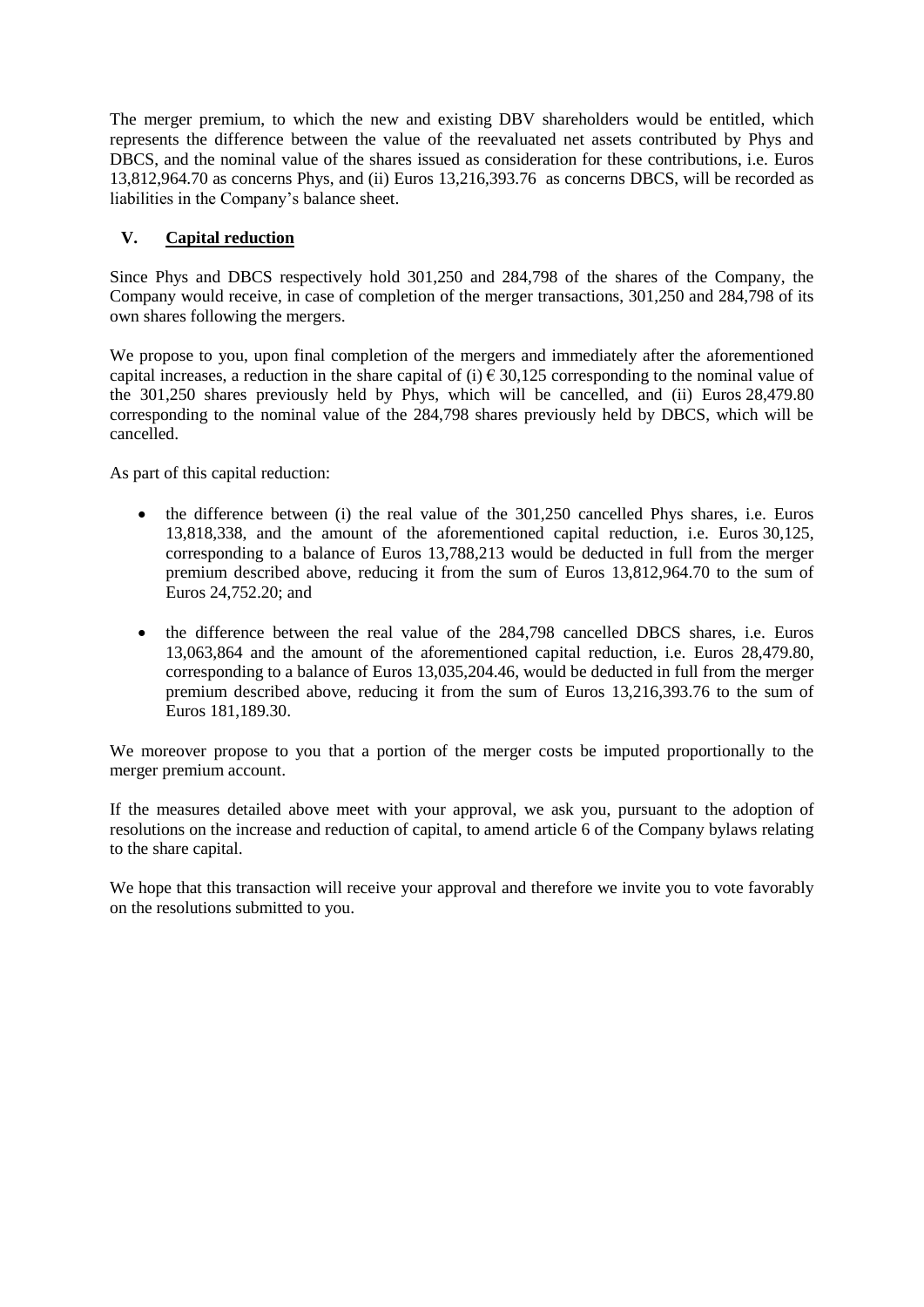The merger premium, to which the new and existing DBV shareholders would be entitled, which represents the difference between the value of the reevaluated net assets contributed by Phys and DBCS, and the nominal value of the shares issued as consideration for these contributions, i.e. Euros 13,812,964.70 as concerns Phys, and (ii) Euros 13,216,393.76 as concerns DBCS, will be recorded as liabilities in the Company's balance sheet.

## V. Capital reduction

Since Phys and DBCS respectively hold 301,250 and 284,798 of the shares of the Company, the Company would receive, in case of completion of the merger transactions, 301,250 and 284,798 of its own shares following the mergers.

We propose to you, upon final completion of the mergers and immediately after the aforementioned capital increases, a reduction in the share capital of (i) € 30,125 corresponding to the nominal value of the 301,250 shares previously held by Phys, which will be cancelled, and (ii) Euros 28,479.80 corresponding to the nominal value of the 284,798 shares previously held by DBCS, which will be cancelled.

As part of this capital reduction:

- the difference between (i) the real value of the 301,250 cancelled Phys shares, i.e. Euros 13,818,338, and the amount of the aforementioned capital reduction, i.e. Euros 30,125, corresponding to a balance of Euros 13,788,213 would be deducted in full from the merger premium described above, reducing it from the sum of Euros 13,812,964.70 to the sum of Euros 24,752.20; and
- the difference between the real value of the 284,798 cancelled DBCS shares, i.e. Euros 13,063,864 and the amount of the aforementioned capital reduction, i.e. Euros 28,479.80, corresponding to a balance of Euros 13,035,204.46, would be deducted in full from the merger premium described above, reducing it from the sum of Euros 13,216,393.76 to the sum of Euros 181,189.30.

We moreover propose to you that a portion of the merger costs be imputed proportionally to the merger premium account.

If the measures detailed above meet with your approval, we ask you, pursuant to the adoption of resolutions on the increase and reduction of capital, to amend article 6 of the Company bylaws relating to the share capital.

We hope that this transaction will receive your approval and therefore we invite you to vote favorably on the resolutions submitted to you.